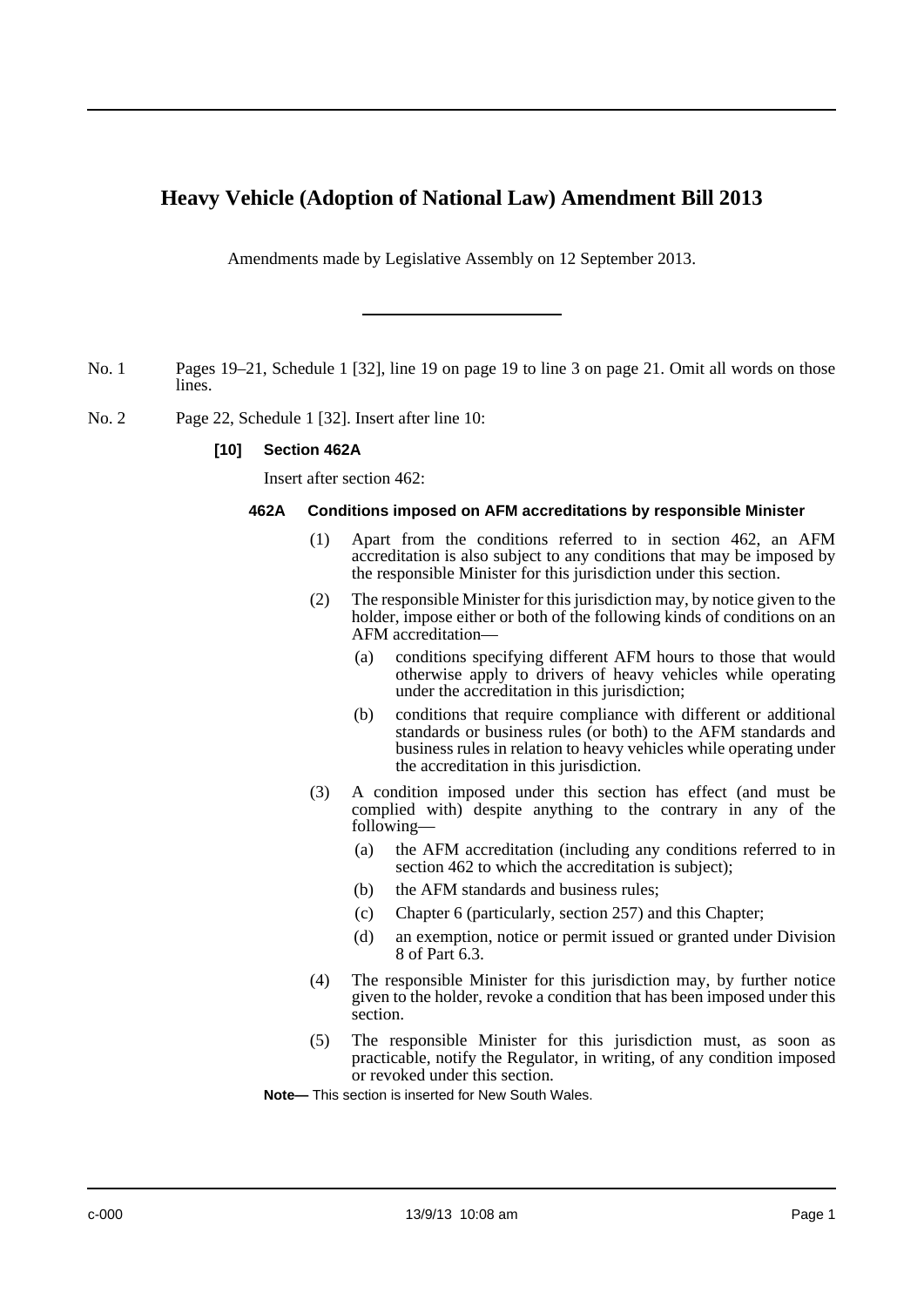# Heavy Vehicle (Adoption of National Law) Amendment Bill 2013

Amendments made by Legislative Assembly on 12 September 2013.

---

No. 1 Pages 19–21, Schedule 1 [32], line 19 on page 19 to line 3 on page 21. Omit all words on those lines.

No. 2 Page 22, Schedule 1 [32]. Insert after line 10:

**[10] Section 462A**

Insert after section 462:

**462A Conditions imposed on AFM accreditations by responsible Minister**

(1) Apart from the conditions referred to in section 462, an AFM accreditation is also subject to any conditions that may be imposed by the responsible Minister for this jurisdiction under this section.

(2) The responsible Minister for this jurisdiction may, by notice given to the holder, impose either or both of the following kinds of conditions on an AFM accreditation—

(a) conditions specifying different AFM hours to those that would otherwise apply to drivers of heavy vehicles while operating under the accreditation in this jurisdiction;

(b) conditions that require compliance with different or additional standards or business rules (or both) to the AFM standards and business rules in relation to heavy vehicles while operating under the accreditation in this jurisdiction.

(3) A condition imposed under this section has effect (and must be complied with) despite anything to the contrary in any of the following—

(a) the AFM accreditation (including any conditions referred to in section 462 to which the accreditation is subject);

(b) the AFM standards and business rules;

(c) Chapter 6 (particularly, section 257) and this Chapter;

(d) an exemption, notice or permit issued or granted under Division 8 of Part 6.3.

(4) The responsible Minister for this jurisdiction may, by further notice given to the holder, revoke a condition that has been imposed under this section.

(5) The responsible Minister for this jurisdiction must, as soon as practicable, notify the Regulator, in writing, of any condition imposed or revoked under this section.

**Note—** This section is inserted for New South Wales.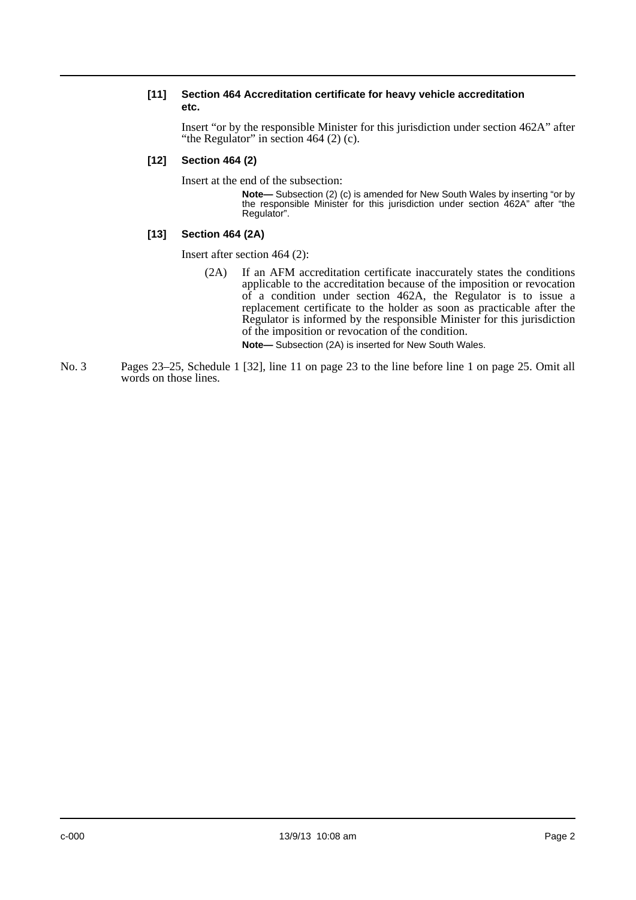**[11] Section 464 Accreditation certificate for heavy vehicle accreditation etc.**

Insert "or by the responsible Minister for this jurisdiction under section 462A" after "the Regulator" in section 464 (2) (c).

**[12] Section 464 (2)**

Insert at the end of the subsection:

> **Note—** Subsection (2) (c) is amended for New South Wales by inserting "or by the responsible Minister for this jurisdiction under section 462A" after "the Regulator".

**[13] Section 464 (2A)**

Insert after section 464 (2):

> (2A) If an AFM accreditation certificate inaccurately states the conditions applicable to the accreditation because of the imposition or revocation of a condition under section 462A, the Regulator is to issue a replacement certificate to the holder as soon as practicable after the Regulator is informed by the responsible Minister for this jurisdiction of the imposition or revocation of the condition.
>
> **Note—** Subsection (2A) is inserted for New South Wales.

No. 3 Pages 23–25, Schedule 1 [32], line 11 on page 23 to the line before line 1 on page 25. Omit all words on those lines.